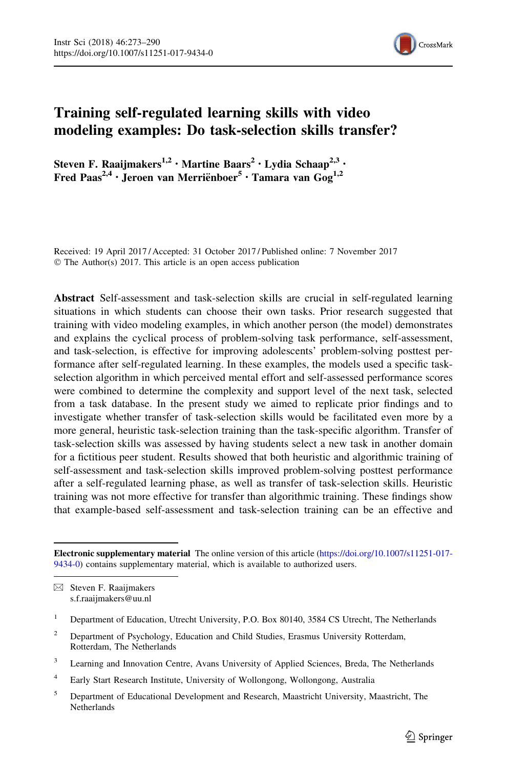# Training self-regulated learning skills with video modeling examples: Do task-selection skills transfer?

**Steven F. Raaijmakers[1,2] · Martine Baars[2] · Lydia Schaap[2,3] · Fred Paas[2,4] · Jeroen van Merriënboer[5] · Tamara van Gog[1,2]**

Received: 19 April 2017 / Accepted: 31 October 2017 / Published online: 7 November 2017
© The Author(s) 2017. This article is an open access publication

**Abstract** Self-assessment and task-selection skills are crucial in self-regulated learning situations in which students can choose their own tasks. Prior research suggested that training with video modeling examples, in which another person (the model) demonstrates and explains the cyclical process of problem-solving task performance, self-assessment, and task-selection, is effective for improving adolescents' problem-solving posttest performance after self-regulated learning. In these examples, the models used a specific task-selection algorithm in which perceived mental effort and self-assessed performance scores were combined to determine the complexity and support level of the next task, selected from a task database. In the present study we aimed to replicate prior findings and to investigate whether transfer of task-selection skills would be facilitated even more by a more general, heuristic task-selection training than the task-specific algorithm. Transfer of task-selection skills was assessed by having students select a new task in another domain for a fictitious peer student. Results showed that both heuristic and algorithmic training of self-assessment and task-selection skills improved problem-solving posttest performance after a self-regulated learning phase, as well as transfer of task-selection skills. Heuristic training was not more effective for transfer than algorithmic training. These findings show that example-based self-assessment and task-selection training can be an effective and

---

**Electronic supplementary material** The online version of this article (https://doi.org/10.1007/s11251-017-9434-0) contains supplementary material, which is available to authorized users.

✉ Steven F. Raaijmakers
s.f.raaijmakers@uu.nl

[1] Department of Education, Utrecht University, P.O. Box 80140, 3584 CS Utrecht, The Netherlands

[2] Department of Psychology, Education and Child Studies, Erasmus University Rotterdam, Rotterdam, The Netherlands

[3] Learning and Innovation Centre, Avans University of Applied Sciences, Breda, The Netherlands

[4] Early Start Research Institute, University of Wollongong, Wollongong, Australia

[5] Department of Educational Development and Research, Maastricht University, Maastricht, The Netherlands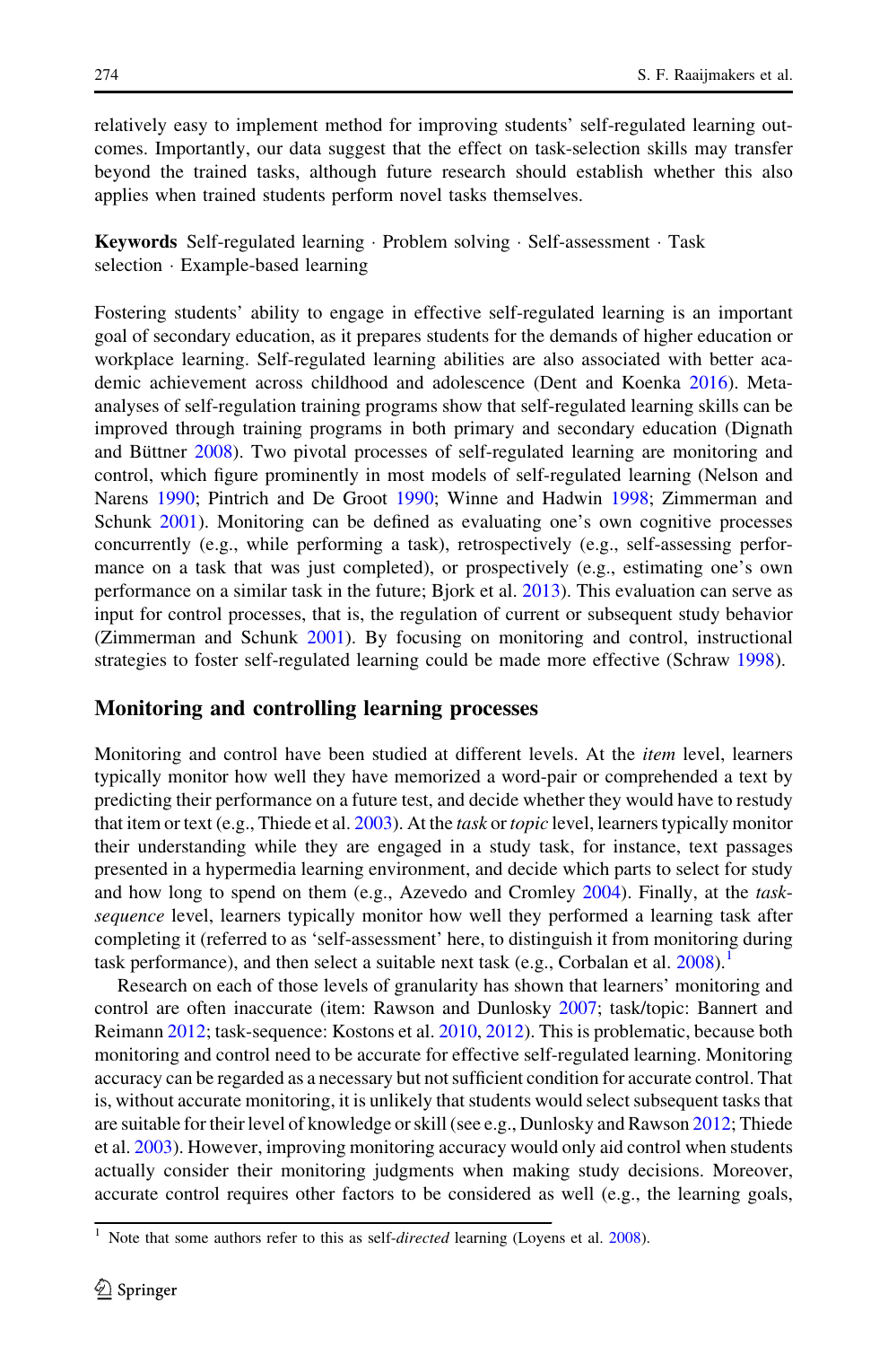relatively easy to implement method for improving students' self-regulated learning outcomes. Importantly, our data suggest that the effect on task-selection skills may transfer beyond the trained tasks, although future research should establish whether this also applies when trained students perform novel tasks themselves.

**Keywords** Self-regulated learning · Problem solving · Self-assessment · Task selection · Example-based learning

Fostering students' ability to engage in effective self-regulated learning is an important goal of secondary education, as it prepares students for the demands of higher education or workplace learning. Self-regulated learning abilities are also associated with better academic achievement across childhood and adolescence (Dent and Koenka 2016). Meta-analyses of self-regulation training programs show that self-regulated learning skills can be improved through training programs in both primary and secondary education (Dignath and Büttner 2008). Two pivotal processes of self-regulated learning are monitoring and control, which figure prominently in most models of self-regulated learning (Nelson and Narens 1990; Pintrich and De Groot 1990; Winne and Hadwin 1998; Zimmerman and Schunk 2001). Monitoring can be defined as evaluating one's own cognitive processes concurrently (e.g., while performing a task), retrospectively (e.g., self-assessing performance on a task that was just completed), or prospectively (e.g., estimating one's own performance on a similar task in the future; Bjork et al. 2013). This evaluation can serve as input for control processes, that is, the regulation of current or subsequent study behavior (Zimmerman and Schunk 2001). By focusing on monitoring and control, instructional strategies to foster self-regulated learning could be made more effective (Schraw 1998).

## Monitoring and controlling learning processes

Monitoring and control have been studied at different levels. At the *item* level, learners typically monitor how well they have memorized a word-pair or comprehended a text by predicting their performance on a future test, and decide whether they would have to restudy that item or text (e.g., Thiede et al. 2003). At the *task* or *topic* level, learners typically monitor their understanding while they are engaged in a study task, for instance, text passages presented in a hypermedia learning environment, and decide which parts to select for study and how long to spend on them (e.g., Azevedo and Cromley 2004). Finally, at the *task-sequence* level, learners typically monitor how well they performed a learning task after completing it (referred to as 'self-assessment' here, to distinguish it from monitoring during task performance), and then select a suitable next task (e.g., Corbalan et al. 2008).[1]

Research on each of these levels of granularity has shown that learners' monitoring and control are often inaccurate (item: Rawson and Dunlosky 2007; task/topic: Bannert and Reimann 2012; task-sequence: Kostons et al. 2010, 2012). This is problematic, because both monitoring and control need to be accurate for effective self-regulated learning. Monitoring accuracy can be regarded as a necessary but not sufficient condition for accurate control. That is, without accurate monitoring, it is unlikely that students would select subsequent tasks that are suitable for their level of knowledge or skill (see e.g., Dunlosky and Rawson 2012; Thiede et al. 2003). However, improving monitoring accuracy would only aid control when students actually consider their monitoring judgments when making study decisions. Moreover, accurate control requires other factors to be considered as well (e.g., the learning goals,

[1] Note that some authors refer to this as self-*directed* learning (Loyens et al. 2008).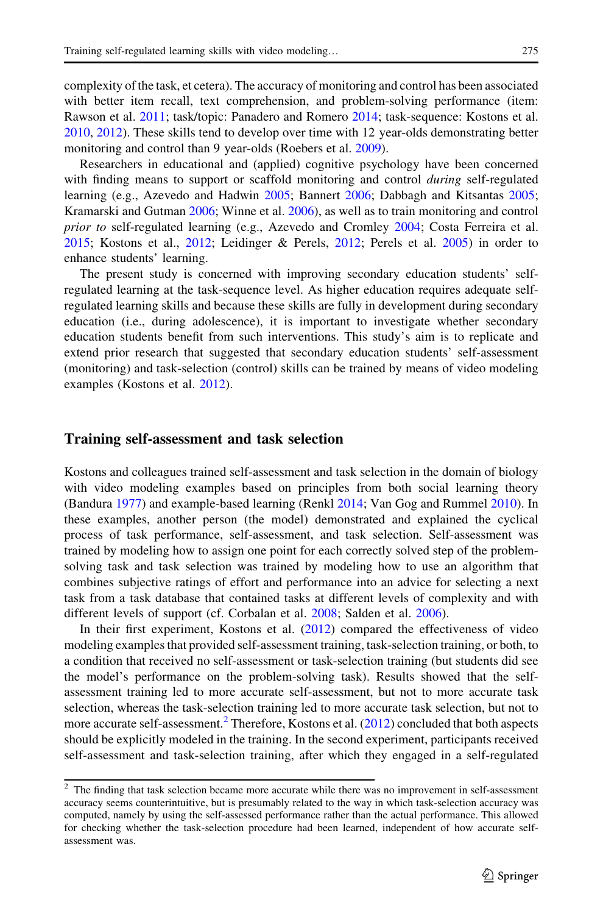complexity of the task, et cetera). The accuracy of monitoring and control has been associated with better item recall, text comprehension, and problem-solving performance (item: Rawson et al. 2011; task/topic: Panadero and Romero 2014; task-sequence: Kostons et al. 2010, 2012). These skills tend to develop over time with 12 year-olds demonstrating better monitoring and control than 9 year-olds (Roebers et al. 2009).

Researchers in educational and (applied) cognitive psychology have been concerned with finding means to support or scaffold monitoring and control *during* self-regulated learning (e.g., Azevedo and Hadwin 2005; Bannert 2006; Dabbagh and Kitsantas 2005; Kramarski and Gutman 2006; Winne et al. 2006), as well as to train monitoring and control *prior to* self-regulated learning (e.g., Azevedo and Cromley 2004; Costa Ferreira et al. 2015; Kostons et al., 2012; Leidinger & Perels, 2012; Perels et al. 2005) in order to enhance students' learning.

The present study is concerned with improving secondary education students' self-regulated learning at the task-sequence level. As higher education requires adequate self-regulated learning skills and because these skills are fully in development during secondary education (i.e., during adolescence), it is important to investigate whether secondary education students benefit from such interventions. This study's aim is to replicate and extend prior research that suggested that secondary education students' self-assessment (monitoring) and task-selection (control) skills can be trained by means of video modeling examples (Kostons et al. 2012).

## Training self-assessment and task selection

Kostons and colleagues trained self-assessment and task selection in the domain of biology with video modeling examples based on principles from both social learning theory (Bandura 1977) and example-based learning (Renkl 2014; Van Gog and Rummel 2010). In these examples, another person (the model) demonstrated and explained the cyclical process of task performance, self-assessment, and task selection. Self-assessment was trained by modeling how to assign one point for each correctly solved step of the problem-solving task and task selection was trained by modeling how to use an algorithm that combines subjective ratings of effort and performance into an advice for selecting a next task from a task database that contained tasks at different levels of complexity and with different levels of support (cf. Corbalan et al. 2008; Salden et al. 2006).

In their first experiment, Kostons et al. (2012) compared the effectiveness of video modeling examples that provided self-assessment training, task-selection training, or both, to a condition that received no self-assessment or task-selection training (but students did see the model's performance on the problem-solving task). Results showed that the self-assessment training led to more accurate self-assessment, but not to more accurate task selection, whereas the task-selection training led to more accurate task selection, but not to more accurate self-assessment.[2] Therefore, Kostons et al. (2012) concluded that both aspects should be explicitly modeled in the training. In the second experiment, participants received self-assessment and task-selection training, after which they engaged in a self-regulated

[2] The finding that task selection became more accurate while there was no improvement in self-assessment accuracy seems counterintuitive, but is presumably related to the way in which task-selection accuracy was computed, namely by using the self-assessed performance rather than the actual performance. This allowed for checking whether the task-selection procedure had been learned, independent of how accurate self-assessment was.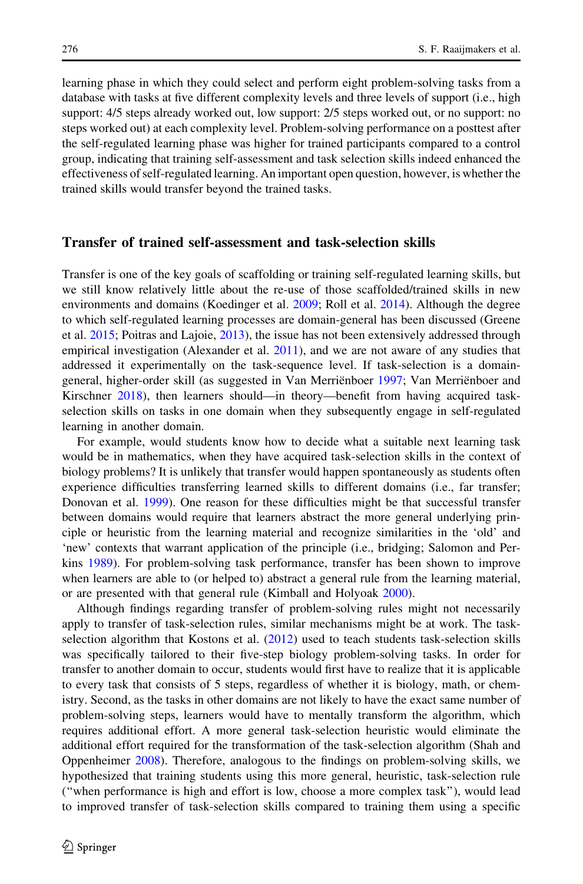learning phase in which they could select and perform eight problem-solving tasks from a database with tasks at five different complexity levels and three levels of support (i.e., high support: 4/5 steps already worked out, low support: 2/5 steps worked out, or no support: no steps worked out) at each complexity level. Problem-solving performance on a posttest after the self-regulated learning phase was higher for trained participants compared to a control group, indicating that training self-assessment and task selection skills indeed enhanced the effectiveness of self-regulated learning. An important open question, however, is whether the trained skills would transfer beyond the trained tasks.

## Transfer of trained self-assessment and task-selection skills

Transfer is one of the key goals of scaffolding or training self-regulated learning skills, but we still know relatively little about the re-use of those scaffolded/trained skills in new environments and domains (Koedinger et al. 2009; Roll et al. 2014). Although the degree to which self-regulated learning processes are domain-general has been discussed (Greene et al. 2015; Poitras and Lajoie, 2013), the issue has not been extensively addressed through empirical investigation (Alexander et al. 2011), and we are not aware of any studies that addressed it experimentally on the task-sequence level. If task-selection is a domain-general, higher-order skill (as suggested in Van Merriënboer 1997; Van Merriënboer and Kirschner 2018), then learners should—in theory—benefit from having acquired task-selection skills on tasks in one domain when they subsequently engage in self-regulated learning in another domain.

For example, would students know how to decide what a suitable next learning task would be in mathematics, when they have acquired task-selection skills in the context of biology problems? It is unlikely that transfer would happen spontaneously as students often experience difficulties transferring learned skills to different domains (i.e., far transfer; Donovan et al. 1999). One reason for these difficulties might be that successful transfer between domains would require that learners abstract the more general underlying principle or heuristic from the learning material and recognize similarities in the 'old' and 'new' contexts that warrant application of the principle (i.e., bridging; Salomon and Perkins 1989). For problem-solving task performance, transfer has been shown to improve when learners are able to (or helped to) abstract a general rule from the learning material, or are presented with that general rule (Kimball and Holyoak 2000).

Although findings regarding transfer of problem-solving rules might not necessarily apply to transfer of task-selection rules, similar mechanisms might be at work. The task-selection algorithm that Kostons et al. (2012) used to teach students task-selection skills was specifically tailored to their five-step biology problem-solving tasks. In order for transfer to another domain to occur, students would first have to realize that it is applicable to every task that consists of 5 steps, regardless of whether it is biology, math, or chemistry. Second, as the tasks in other domains are not likely to have the exact same number of problem-solving steps, learners would have to mentally transform the algorithm, which requires additional effort. A more general task-selection heuristic would eliminate the additional effort required for the transformation of the task-selection algorithm (Shah and Oppenheimer 2008). Therefore, analogous to the findings on problem-solving skills, we hypothesized that training students using this more general, heuristic, task-selection rule ("when performance is high and effort is low, choose a more complex task"), would lead to improved transfer of task-selection skills compared to training them using a specific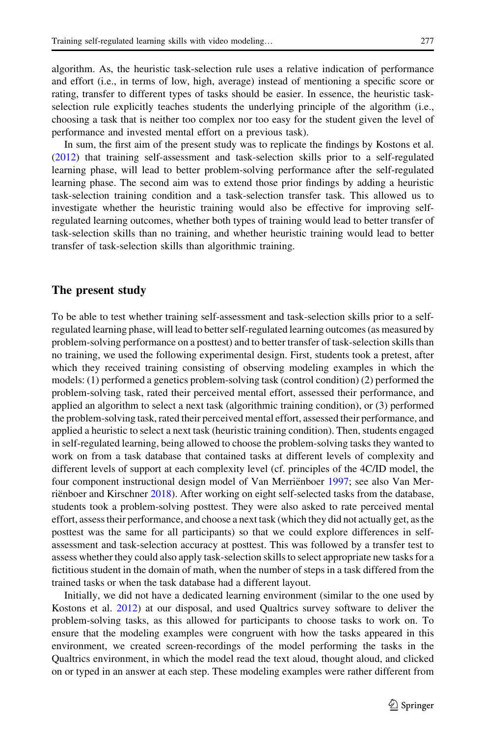algorithm. As, the heuristic task-selection rule uses a relative indication of performance and effort (i.e., in terms of low, high, average) instead of mentioning a specific score or rating, transfer to different types of tasks should be easier. In essence, the heuristic task-selection rule explicitly teaches students the underlying principle of the algorithm (i.e., choosing a task that is neither too complex nor too easy for the student given the level of performance and invested mental effort on a previous task).

In sum, the first aim of the present study was to replicate the findings by Kostons et al. (2012) that training self-assessment and task-selection skills prior to a self-regulated learning phase, will lead to better problem-solving performance after the self-regulated learning phase. The second aim was to extend those prior findings by adding a heuristic task-selection training condition and a task-selection transfer task. This allowed us to investigate whether the heuristic training would also be effective for improving self-regulated learning outcomes, whether both types of training would lead to better transfer of task-selection skills than no training, and whether heuristic training would lead to better transfer of task-selection skills than algorithmic training.

## The present study

To be able to test whether training self-assessment and task-selection skills prior to a self-regulated learning phase, will lead to better self-regulated learning outcomes (as measured by problem-solving performance on a posttest) and to better transfer of task-selection skills than no training, we used the following experimental design. First, students took a pretest, after which they received training consisting of observing modeling examples in which the models: (1) performed a genetics problem-solving task (control condition) (2) performed the problem-solving task, rated their perceived mental effort, assessed their performance, and applied an algorithm to select a next task (algorithmic training condition), or (3) performed the problem-solving task, rated their perceived mental effort, assessed their performance, and applied a heuristic to select a next task (heuristic training condition). Then, students engaged in self-regulated learning, being allowed to choose the problem-solving tasks they wanted to work on from a task database that contained tasks at different levels of complexity and different levels of support at each complexity level (cf. principles of the 4C/ID model, the four component instructional design model of Van Merriënboer 1997; see also Van Merriënboer and Kirschner 2018). After working on eight self-selected tasks from the database, students took a problem-solving posttest. They were also asked to rate perceived mental effort, assess their performance, and choose a next task (which they did not actually get, as the posttest was the same for all participants) so that we could explore differences in self-assessment and task-selection accuracy at posttest. This was followed by a transfer test to assess whether they could also apply task-selection skills to select appropriate new tasks for a fictitious student in the domain of math, when the number of steps in a task differed from the trained tasks or when the task database had a different layout.

Initially, we did not have a dedicated learning environment (similar to the one used by Kostons et al. 2012) at our disposal, and used Qualtrics survey software to deliver the problem-solving tasks, as this allowed for participants to choose tasks to work on. To ensure that the modeling examples were congruent with how the tasks appeared in this environment, we created screen-recordings of the model performing the tasks in the Qualtrics environment, in which the model read the text aloud, thought aloud, and clicked on or typed in an answer at each step. These modeling examples were rather different from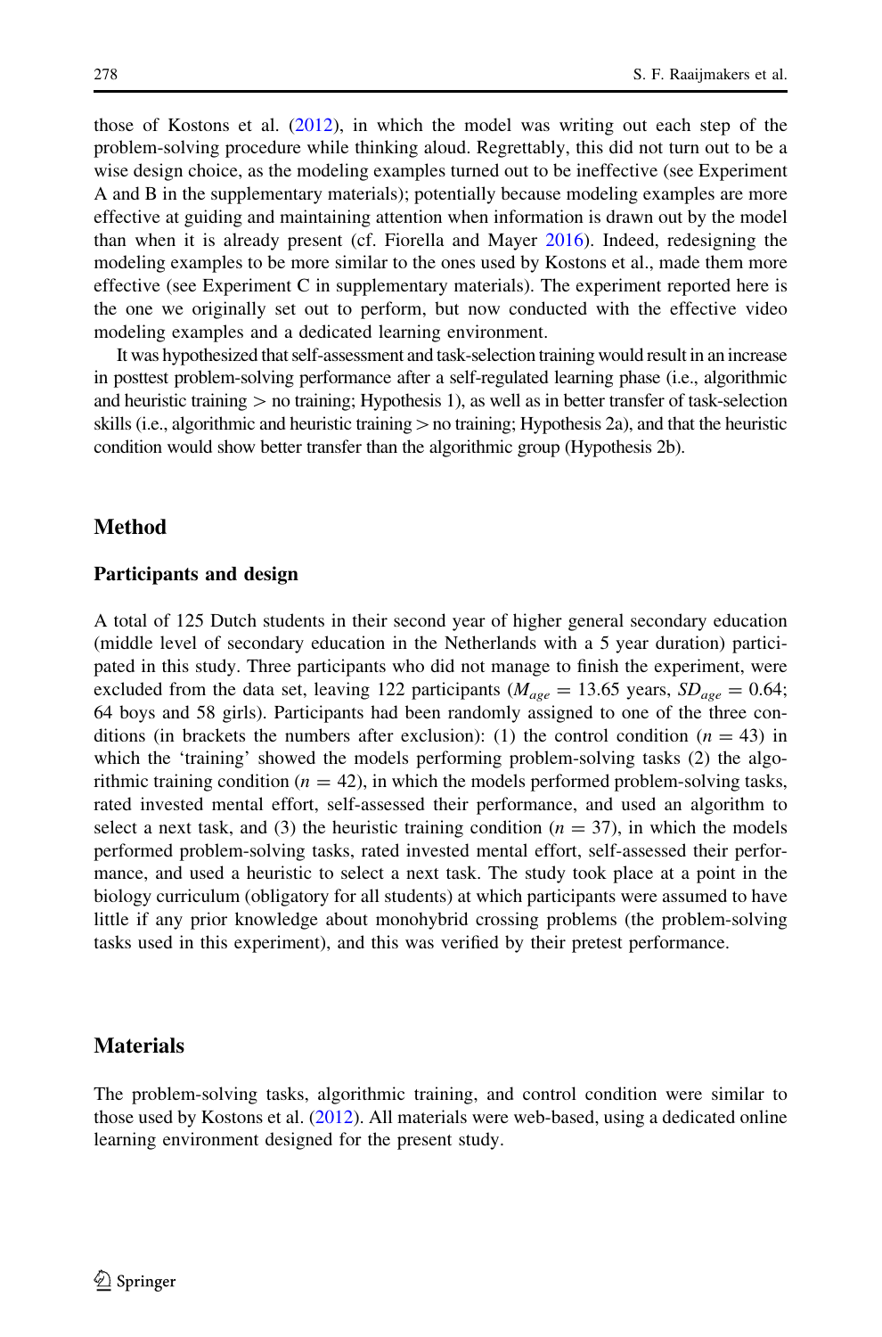those of Kostons et al. (2012), in which the model was writing out each step of the problem-solving procedure while thinking aloud. Regrettably, this did not turn out to be a wise design choice, as the modeling examples turned out to be ineffective (see Experiment A and B in the supplementary materials); potentially because modeling examples are more effective at guiding and maintaining attention when information is drawn out by the model than when it is already present (cf. Fiorella and Mayer 2016). Indeed, redesigning the modeling examples to be more similar to the ones used by Kostons et al., made them more effective (see Experiment C in supplementary materials). The experiment reported here is the one we originally set out to perform, but now conducted with the effective video modeling examples and a dedicated learning environment.

It was hypothesized that self-assessment and task-selection training would result in an increase in posttest problem-solving performance after a self-regulated learning phase (i.e., algorithmic and heuristic training > no training; Hypothesis 1), as well as in better transfer of task-selection skills (i.e., algorithmic and heuristic training > no training; Hypothesis 2a), and that the heuristic condition would show better transfer than the algorithmic group (Hypothesis 2b).

## Method

### Participants and design

A total of 125 Dutch students in their second year of higher general secondary education (middle level of secondary education in the Netherlands with a 5 year duration) participated in this study. Three participants who did not manage to finish the experiment, were excluded from the data set, leaving 122 participants ($M_{age} = 13.65$ years, $SD_{age} = 0.64$; 64 boys and 58 girls). Participants had been randomly assigned to one of the three conditions (in brackets the numbers after exclusion): (1) the control condition ($n = 43$) in which the 'training' showed the models performing problem-solving tasks (2) the algorithmic training condition ($n = 42$), in which the models performed problem-solving tasks, rated invested mental effort, self-assessed their performance, and used an algorithm to select a next task, and (3) the heuristic training condition ($n = 37$), in which the models performed problem-solving tasks, rated invested mental effort, self-assessed their performance, and used a heuristic to select a next task. The study took place at a point in the biology curriculum (obligatory for all students) at which participants were assumed to have little if any prior knowledge about monohybrid crossing problems (the problem-solving tasks used in this experiment), and this was verified by their pretest performance.

## Materials

The problem-solving tasks, algorithmic training, and control condition were similar to those used by Kostons et al. (2012). All materials were web-based, using a dedicated online learning environment designed for the present study.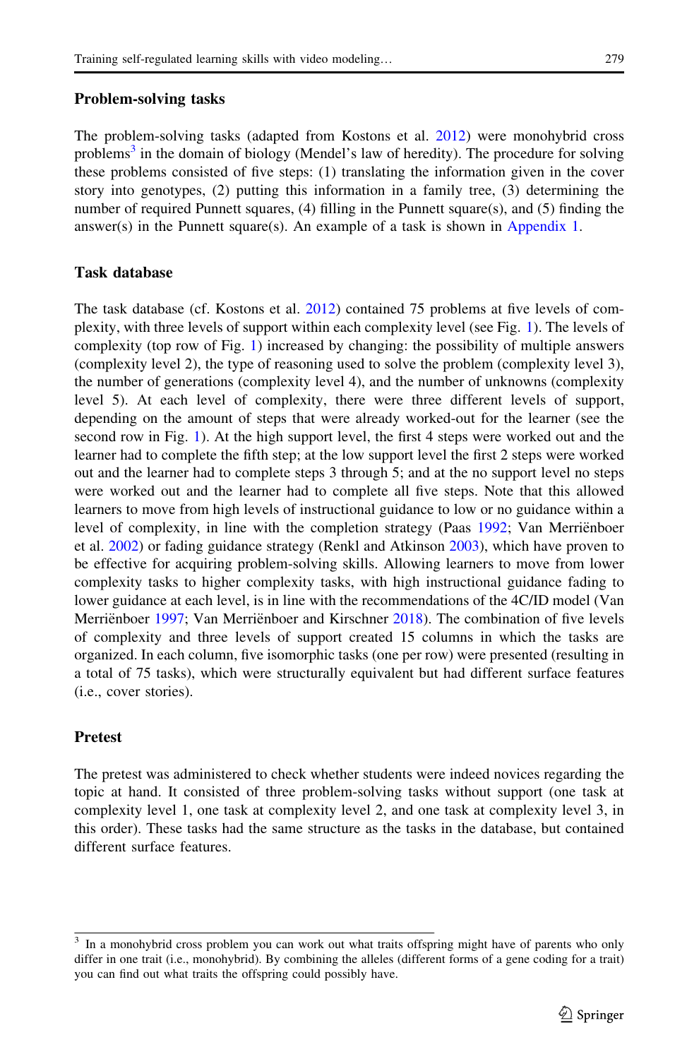### Problem-solving tasks

The problem-solving tasks (adapted from Kostons et al. 2012) were monohybrid cross problems[3] in the domain of biology (Mendel's law of heredity). The procedure for solving these problems consisted of five steps: (1) translating the information given in the cover story into genotypes, (2) putting this information in a family tree, (3) determining the number of required Punnett squares, (4) filling in the Punnett square(s), and (5) finding the answer(s) in the Punnett square(s). An example of a task is shown in Appendix 1.

### Task database

The task database (cf. Kostons et al. 2012) contained 75 problems at five levels of complexity, with three levels of support within each complexity level (see Fig. 1). The levels of complexity (top row of Fig. 1) increased by changing: the possibility of multiple answers (complexity level 2), the type of reasoning used to solve the problem (complexity level 3), the number of generations (complexity level 4), and the number of unknowns (complexity level 5). At each level of complexity, there were three different levels of support, depending on the amount of steps that were already worked-out for the learner (see the second row in Fig. 1). At the high support level, the first 4 steps were worked out and the learner had to complete the fifth step; at the low support level the first 2 steps were worked out and the learner had to complete steps 3 through 5; and at the no support level no steps were worked out and the learner had to complete all five steps. Note that this allowed learners to move from high levels of instructional guidance to low or no guidance within a level of complexity, in line with the completion strategy (Paas 1992; Van Merriënboer et al. 2002) or fading guidance strategy (Renkl and Atkinson 2003), which have proven to be effective for acquiring problem-solving skills. Allowing learners to move from lower complexity tasks to higher complexity tasks, with high instructional guidance fading to lower guidance at each level, is in line with the recommendations of the 4C/ID model (Van Merriënboer 1997; Van Merriënboer and Kirschner 2018). The combination of five levels of complexity and three levels of support created 15 columns in which the tasks are organized. In each column, five isomorphic tasks (one per row) were presented (resulting in a total of 75 tasks), which were structurally equivalent but had different surface features (i.e., cover stories).

### Pretest

The pretest was administered to check whether students were indeed novices regarding the topic at hand. It consisted of three problem-solving tasks without support (one task at complexity level 1, one task at complexity level 2, and one task at complexity level 3, in this order). These tasks had the same structure as the tasks in the database, but contained different surface features.

---

[3] In a monohybrid cross problem you can work out what traits offspring might have of parents who only differ in one trait (i.e., monohybrid). By combining the alleles (different forms of a gene coding for a trait) you can find out what traits the offspring could possibly have.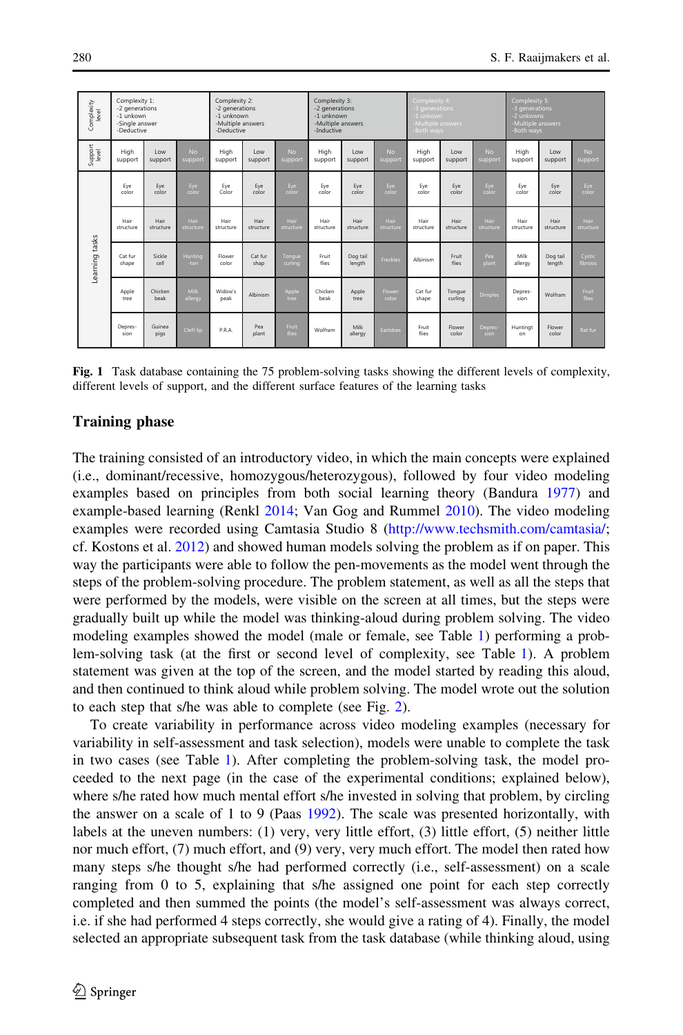| Complexity level | Complexity 1: -2 generations -1 unkown -Single answer -Deductive | | | Complexity 2: -2 generations -1 unknown -Multiple answers -Deductive | | | Complexity 3: -2 generations -1 unknown -Multiple answers -Inductive | | | Complexity 4: -3 generations -1 unkown -Multiple answers -Both ways | | | Complexity 5: -3 generations -2 unkowns -Multiple answers -Both ways | | |
|---|---|---|---|---|---|---|---|---|---|---|---|---|---|---|---|
| Support level | High support | Low support | No support | High support | Low support | No support | High support | Low support | No support | High support | Low support | No support | High support | Low support | No support |
| Learning tasks | Eye color | Eye color | Eye color | Eye Color | Eye color | Eye color | Eye color | Eye color | Eye color | Eye color | Eye color | Eye color | Eye color | Eye color | Eye color |
| | Hair structure | Hair structure | Hair structure | Hair structure | Hair structure | Hair structure | Hair structure | Hair structure | Hair structure | Hair structure | Hair structure | Hair structure | Hair structure | Hair structure | Hair structure |
| | Cat fur shape | Sickle cell | Hunting-ton | Flower color | Cat fur shap | Tongue curling | Fruit flies | Dog tail length | Freckles | Albinism | Fruit flies | Pea plant | Milk allergy | Dog tail length | Cystic fibrosis |
| | Apple tree | Chicken beak | Milk allergy | Widow's peak | Albinism | Apple tree | Chicken beak | Apple tree | Flower color | Cat fur shape | Tongue curling | Dimples | Depres-sion | Wolfram | Fruit flies |
| | Depres-sion | Guinea pigs | Cleft lip | P.R.A. | Pea plant | Fruit flies | Wolfram | Milk allergy | Earlobes | Fruit flies | Flower color | Depres-sion | Huntingt on | Flower color | Rat fur |

**Fig. 1** Task database containing the 75 problem-solving tasks showing the different levels of complexity, different levels of support, and the different surface features of the learning tasks

## Training phase

The training consisted of an introductory video, in which the main concepts were explained (i.e., dominant/recessive, homozygous/heterozygous), followed by four video modeling examples based on principles from both social learning theory (Bandura 1977) and example-based learning (Renkl 2014; Van Gog and Rummel 2010). The video modeling examples were recorded using Camtasia Studio 8 (http://www.techsmith.com/camtasia/; cf. Kostons et al. 2012) and showed human models solving the problem as if on paper. This way the participants were able to follow the pen-movements as the model went through the steps of the problem-solving procedure. The problem statement, as well as all the steps that were performed by the models, were visible on the screen at all times, but the steps were gradually built up while the model was thinking-aloud during problem solving. The video modeling examples showed the model (male or female, see Table 1) performing a problem-solving task (at the first or second level of complexity, see Table 1). A problem statement was given at the top of the screen, and the model started by reading this aloud, and then continued to think aloud while problem solving. The model wrote out the solution to each step that s/he was able to complete (see Fig. 2).

To create variability in performance across video modeling examples (necessary for variability in self-assessment and task selection), models were unable to complete the task in two cases (see Table 1). After completing the problem-solving task, the model proceeded to the next page (in the case of the experimental conditions; explained below), where s/he rated how much mental effort s/he invested in solving that problem, by circling the answer on a scale of 1 to 9 (Paas 1992). The scale was presented horizontally, with labels at the uneven numbers: (1) very, very little effort, (3) little effort, (5) neither little nor much effort, (7) much effort, and (9) very, very much effort. The model then rated how many steps s/he thought s/he had performed correctly (i.e., self-assessment) on a scale ranging from 0 to 5, explaining that s/he assigned one point for each step correctly completed and then summed the points (the model's self-assessment was always correct, i.e. if she had performed 4 steps correctly, she would give a rating of 4). Finally, the model selected an appropriate subsequent task from the task database (while thinking aloud, using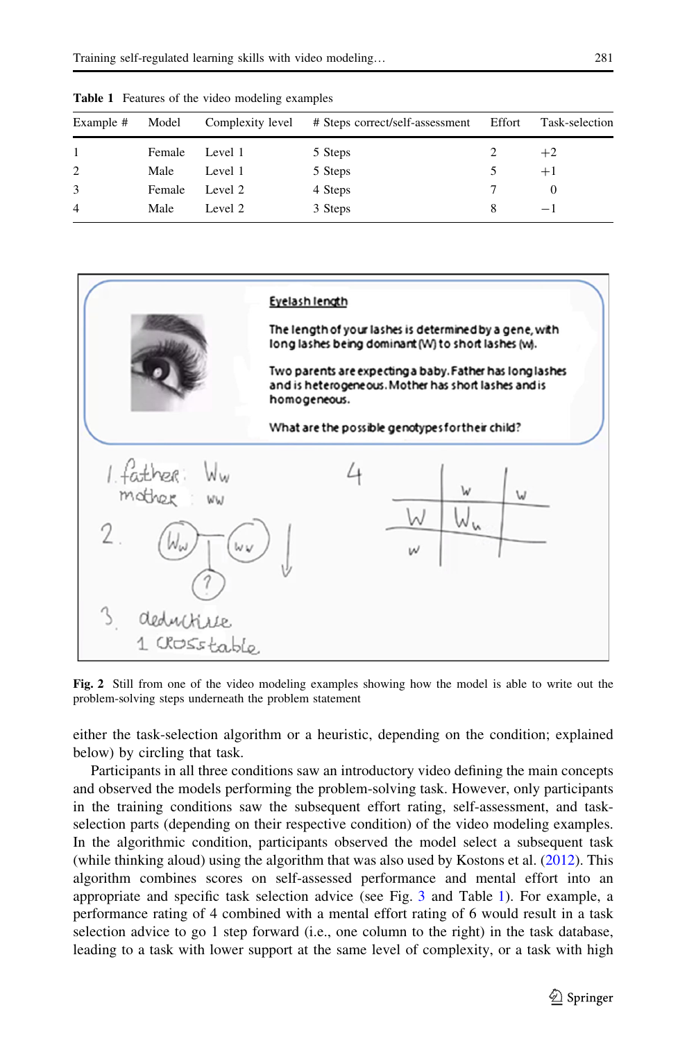Table 1 Features of the video modeling examples

| Example # | Model | Complexity level | # Steps correct/self-assessment | Effort | Task-selection |
|---|---|---|---|---|---|
| 1 | Female | Level 1 | 5 Steps | 2 | +2 |
| 2 | Male | Level 1 | 5 Steps | 5 | +1 |
| 3 | Female | Level 2 | 4 Steps | 7 | 0 |
| 4 | Male | Level 2 | 3 Steps | 8 | −1 |

Fig. 2 Still from one of the video modeling examples showing how the model is able to write out the problem-solving steps underneath the problem statement

either the task-selection algorithm or a heuristic, depending on the condition; explained below) by circling that task.

Participants in all three conditions saw an introductory video defining the main concepts and observed the models performing the problem-solving task. However, only participants in the training conditions saw the subsequent effort rating, self-assessment, and task-selection parts (depending on their respective condition) of the video modeling examples. In the algorithmic condition, participants observed the model select a subsequent task (while thinking aloud) using the algorithm that was also used by Kostons et al. (2012). This algorithm combines scores on self-assessed performance and mental effort into an appropriate and specific task selection advice (see Fig. 3 and Table 1). For example, a performance rating of 4 combined with a mental effort rating of 6 would result in a task selection advice to go 1 step forward (i.e., one column to the right) in the task database, leading to a task with lower support at the same level of complexity, or a task with high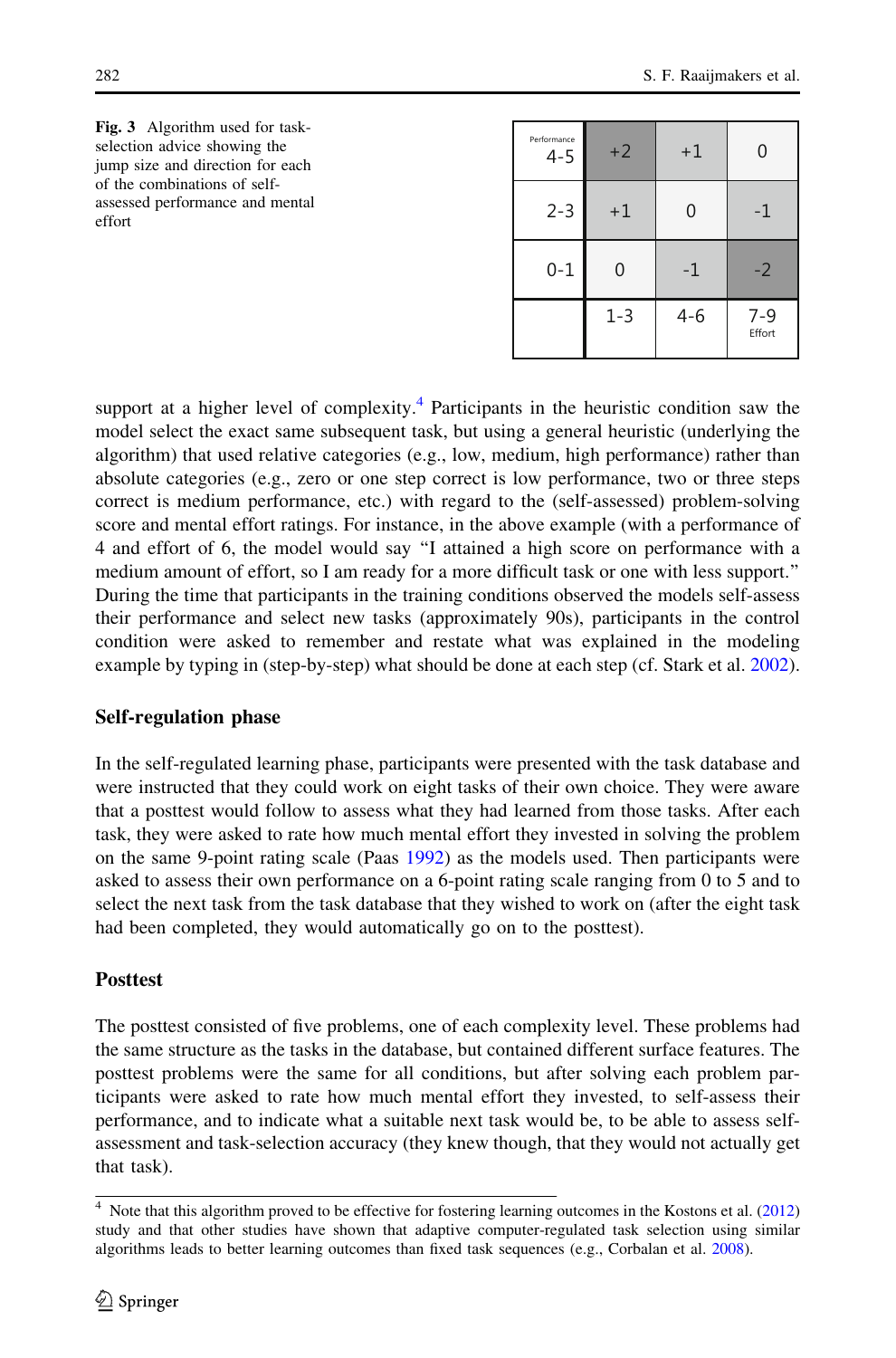Fig. 3 Algorithm used for task-selection advice showing the jump size and direction for each of the combinations of self-assessed performance and mental effort

| Performance | | | |
|---|---|---|---|
| 4-5 | +2 | +1 | 0 |
| 2-3 | +1 | 0 | -1 |
| 0-1 | 0 | -1 | -2 |
| | 1-3 | 4-6 | 7-9 Effort |

support at a higher level of complexity.[4] Participants in the heuristic condition saw the model select the exact same subsequent task, but using a general heuristic (underlying the algorithm) that used relative categories (e.g., low, medium, high performance) rather than absolute categories (e.g., zero or one step correct is low performance, two or three steps correct is medium performance, etc.) with regard to the (self-assessed) problem-solving score and mental effort ratings. For instance, in the above example (with a performance of 4 and effort of 6, the model would say "I attained a high score on performance with a medium amount of effort, so I am ready for a more difficult task or one with less support." During the time that participants in the training conditions observed the models self-assess their performance and select new tasks (approximately 90s), participants in the control condition were asked to remember and restate what was explained in the modeling example by typing in (step-by-step) what should be done at each step (cf. Stark et al. 2002).

## Self-regulation phase

In the self-regulated learning phase, participants were presented with the task database and were instructed that they could work on eight tasks of their own choice. They were aware that a posttest would follow to assess what they had learned from those tasks. After each task, they were asked to rate how much mental effort they invested in solving the problem on the same 9-point rating scale (Paas 1992) as the models used. Then participants were asked to assess their own performance on a 6-point rating scale ranging from 0 to 5 and to select the next task from the task database that they wished to work on (after the eight task had been completed, they would automatically go on to the posttest).

## Posttest

The posttest consisted of five problems, one of each complexity level. These problems had the same structure as the tasks in the database, but contained different surface features. The posttest problems were the same for all conditions, but after solving each problem participants were asked to rate how much mental effort they invested, to self-assess their performance, and to indicate what a suitable next task would be, to be able to assess self-assessment and task-selection accuracy (they knew though, that they would not actually get that task).

[4] Note that this algorithm proved to be effective for fostering learning outcomes in the Kostons et al. (2012) study and that other studies have shown that adaptive computer-regulated task selection using similar algorithms leads to better learning outcomes than fixed task sequences (e.g., Corbalan et al. 2008).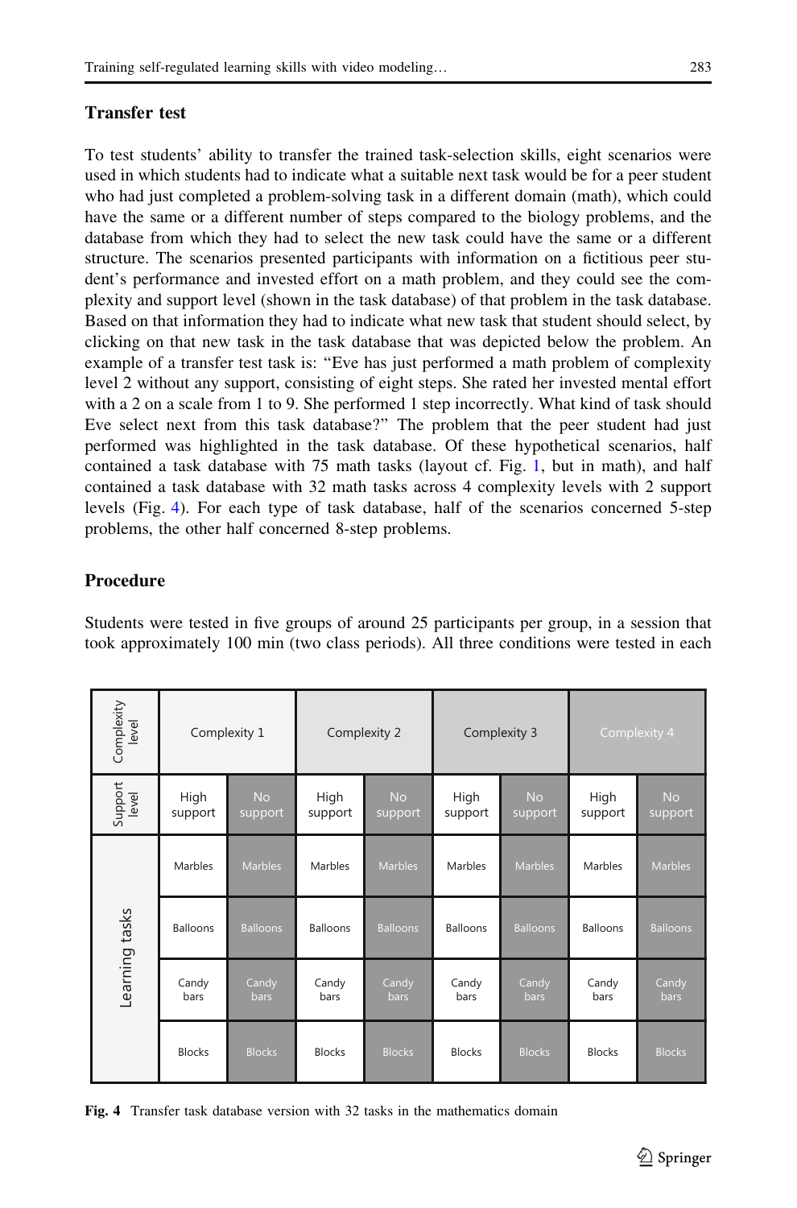## Transfer test

To test students' ability to transfer the trained task-selection skills, eight scenarios were used in which students had to indicate what a suitable next task would be for a peer student who had just completed a problem-solving task in a different domain (math), which could have the same or a different number of steps compared to the biology problems, and the database from which they had to select the new task could have the same or a different structure. The scenarios presented participants with information on a fictitious peer student's performance and invested effort on a math problem, and they could see the complexity and support level (shown in the task database) of that problem in the task database. Based on that information they had to indicate what new task that student should select, by clicking on that new task in the task database that was depicted below the problem. An example of a transfer test task is: "Eve has just performed a math problem of complexity level 2 without any support, consisting of eight steps. She rated her invested mental effort with a 2 on a scale from 1 to 9. She performed 1 step incorrectly. What kind of task should Eve select next from this task database?" The problem that the peer student had just performed was highlighted in the task database. Of these hypothetical scenarios, half contained a task database with 75 math tasks (layout cf. Fig. 1, but in math), and half contained a task database with 32 math tasks across 4 complexity levels with 2 support levels (Fig. 4). For each type of task database, half of the scenarios concerned 5-step problems, the other half concerned 8-step problems.

## Procedure

Students were tested in five groups of around 25 participants per group, in a session that took approximately 100 min (two class periods). All three conditions were tested in each

| Complexity level | Complexity 1 | | Complexity 2 | | Complexity 3 | | Complexity 4 | |
|---|---|---|---|---|---|---|---|---|
| Support level | High support | No support | High support | No support | High support | No support | High support | No support |
| Learning tasks | Marbles | Marbles | Marbles | Marbles | Marbles | Marbles | Marbles | Marbles |
| | Balloons | Balloons | Balloons | Balloons | Balloons | Balloons | Balloons | Balloons |
| | Candy bars | Candy bars | Candy bars | Candy bars | Candy bars | Candy bars | Candy bars | Candy bars |
| | Blocks | Blocks | Blocks | Blocks | Blocks | Blocks | Blocks | Blocks |

**Fig. 4** Transfer task database version with 32 tasks in the mathematics domain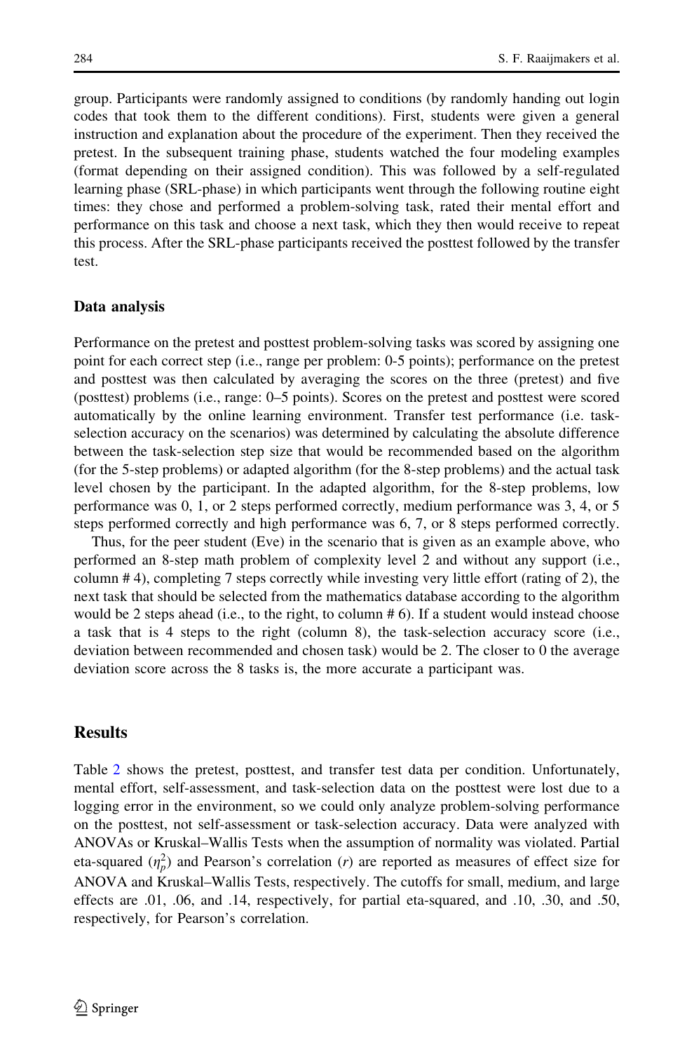group. Participants were randomly assigned to conditions (by randomly handing out login codes that took them to the different conditions). First, students were given a general instruction and explanation about the procedure of the experiment. Then they received the pretest. In the subsequent training phase, students watched the four modeling examples (format depending on their assigned condition). This was followed by a self-regulated learning phase (SRL-phase) in which participants went through the following routine eight times: they chose and performed a problem-solving task, rated their mental effort and performance on this task and choose a next task, which they then would receive to repeat this process. After the SRL-phase participants received the posttest followed by the transfer test.

### Data analysis

Performance on the pretest and posttest problem-solving tasks was scored by assigning one point for each correct step (i.e., range per problem: 0-5 points); performance on the pretest and posttest was then calculated by averaging the scores on the three (pretest) and five (posttest) problems (i.e., range: 0–5 points). Scores on the pretest and posttest were scored automatically by the online learning environment. Transfer test performance (i.e. task-selection accuracy on the scenarios) was determined by calculating the absolute difference between the task-selection step size that would be recommended based on the algorithm (for the 5-step problems) or adapted algorithm (for the 8-step problems) and the actual task level chosen by the participant. In the adapted algorithm, for the 8-step problems, low performance was 0, 1, or 2 steps performed correctly, medium performance was 3, 4, or 5 steps performed correctly and high performance was 6, 7, or 8 steps performed correctly.

Thus, for the peer student (Eve) in the scenario that is given as an example above, who performed an 8-step math problem of complexity level 2 and without any support (i.e., column # 4), completing 7 steps correctly while investing very little effort (rating of 2), the next task that should be selected from the mathematics database according to the algorithm would be 2 steps ahead (i.e., to the right, to column # 6). If a student would instead choose a task that is 4 steps to the right (column 8), the task-selection accuracy score (i.e., deviation between recommended and chosen task) would be 2. The closer to 0 the average deviation score across the 8 tasks is, the more accurate a participant was.

## Results

Table 2 shows the pretest, posttest, and transfer test data per condition. Unfortunately, mental effort, self-assessment, and task-selection data on the posttest were lost due to a logging error in the environment, so we could only analyze problem-solving performance on the posttest, not self-assessment or task-selection accuracy. Data were analyzed with ANOVAs or Kruskal–Wallis Tests when the assumption of normality was violated. Partial eta-squared ($\eta_p^2$) and Pearson's correlation ($r$) are reported as measures of effect size for ANOVA and Kruskal–Wallis Tests, respectively. The cutoffs for small, medium, and large effects are .01, .06, and .14, respectively, for partial eta-squared, and .10, .30, and .50, respectively, for Pearson's correlation.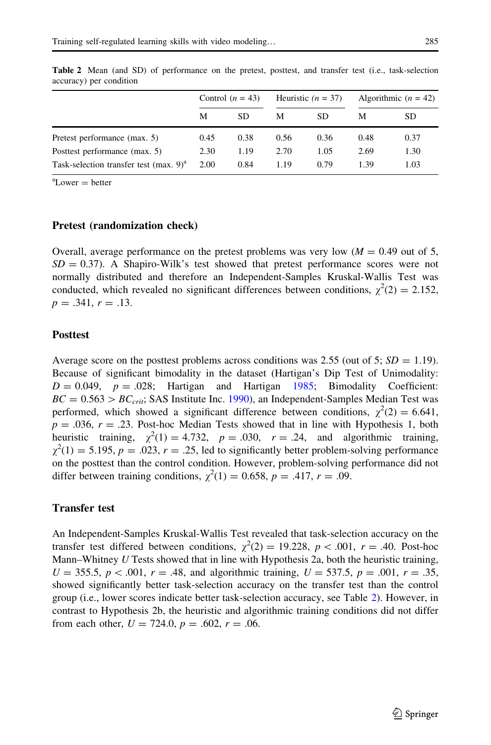**Table 2** Mean (and SD) of performance on the pretest, posttest, and transfer test (i.e., task-selection accuracy) per condition

| | Control ($n$ = 43) | | Heuristic ($n$ = 37) | | Algorithmic ($n$ = 42) | |
|---|---|---|---|---|---|---|
| | M | SD | M | SD | M | SD |
| Pretest performance (max. 5) | 0.45 | 0.38 | 0.56 | 0.36 | 0.48 | 0.37 |
| Posttest performance (max. 5) | 2.30 | 1.19 | 2.70 | 1.05 | 2.69 | 1.30 |
| Task-selection transfer test (max. 9)[a] | 2.00 | 0.84 | 1.19 | 0.79 | 1.39 | 1.03 |

[a]Lower = better

### Pretest (randomization check)

Overall, average performance on the pretest problems was very low ($M = 0.49$ out of 5, $SD = 0.37$). A Shapiro-Wilk's test showed that pretest performance scores were not normally distributed and therefore an Independent-Samples Kruskal-Wallis Test was conducted, which revealed no significant differences between conditions, $\chi^2(2) = 2.152$, $p = .341$, $r = .13$.

### Posttest

Average score on the posttest problems across conditions was 2.55 (out of 5; $SD = 1.19$). Because of significant bimodality in the dataset (Hartigan's Dip Test of Unimodality: $D = 0.049$, $p = .028$; Hartigan and Hartigan 1985; Bimodality Coefficient: $BC = 0.563 > BC_{crit}$; SAS Institute Inc. 1990), an Independent-Samples Median Test was performed, which showed a significant difference between conditions, $\chi^2(2) = 6.641$, $p = .036$, $r = .23$. Post-hoc Median Tests showed that in line with Hypothesis 1, both heuristic training, $\chi^2(1) = 4.732$, $p = .030$, $r = .24$, and algorithmic training, $\chi^2(1) = 5.195$, $p = .023$, $r = .25$, led to significantly better problem-solving performance on the posttest than the control condition. However, problem-solving performance did not differ between training conditions, $\chi^2(1) = 0.658$, $p = .417$, $r = .09$.

### Transfer test

An Independent-Samples Kruskal-Wallis Test revealed that task-selection accuracy on the transfer test differed between conditions, $\chi^2(2) = 19.228$, $p < .001$, $r = .40$. Post-hoc Mann–Whitney $U$ Tests showed that in line with Hypothesis 2a, both the heuristic training, $U = 355.5$, $p < .001$, $r = .48$, and algorithmic training, $U = 537.5$, $p = .001$, $r = .35$, showed significantly better task-selection accuracy on the transfer test than the control group (i.e., lower scores indicate better task-selection accuracy, see Table 2). However, in contrast to Hypothesis 2b, the heuristic and algorithmic training conditions did not differ from each other, $U = 724.0$, $p = .602$, $r = .06$.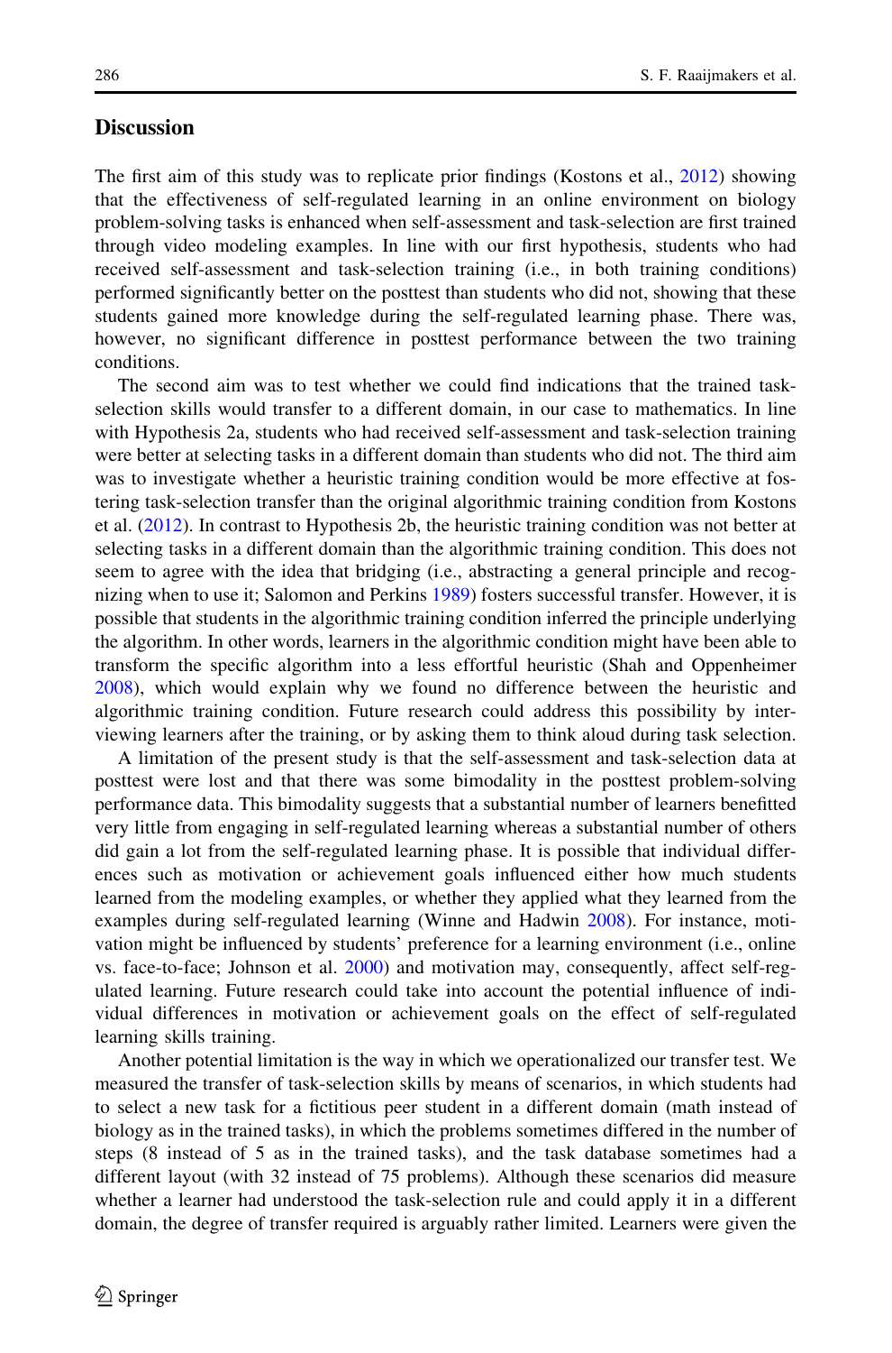## Discussion

The first aim of this study was to replicate prior findings (Kostons et al., 2012) showing that the effectiveness of self-regulated learning in an online environment on biology problem-solving tasks is enhanced when self-assessment and task-selection are first trained through video modeling examples. In line with our first hypothesis, students who had received self-assessment and task-selection training (i.e., in both training conditions) performed significantly better on the posttest than students who did not, showing that these students gained more knowledge during the self-regulated learning phase. There was, however, no significant difference in posttest performance between the two training conditions.

The second aim was to test whether we could find indications that the trained task-selection skills would transfer to a different domain, in our case to mathematics. In line with Hypothesis 2a, students who had received self-assessment and task-selection training were better at selecting tasks in a different domain than students who did not. The third aim was to investigate whether a heuristic training condition would be more effective at fostering task-selection transfer than the original algorithmic training condition from Kostons et al. (2012). In contrast to Hypothesis 2b, the heuristic training condition was not better at selecting tasks in a different domain than the algorithmic training condition. This does not seem to agree with the idea that bridging (i.e., abstracting a general principle and recognizing when to use it; Salomon and Perkins 1989) fosters successful transfer. However, it is possible that students in the algorithmic training condition inferred the principle underlying the algorithm. In other words, learners in the algorithmic condition might have been able to transform the specific algorithm into a less effortful heuristic (Shah and Oppenheimer 2008), which would explain why we found no difference between the heuristic and algorithmic training condition. Future research could address this possibility by interviewing learners after the training, or by asking them to think aloud during task selection.

A limitation of the present study is that the self-assessment and task-selection data at posttest were lost and that there was some bimodality in the posttest problem-solving performance data. This bimodality suggests that a substantial number of learners benefitted very little from engaging in self-regulated learning whereas a substantial number of others did gain a lot from the self-regulated learning phase. It is possible that individual differences such as motivation or achievement goals influenced either how much students learned from the modeling examples, or whether they applied what they learned from the examples during self-regulated learning (Winne and Hadwin 2008). For instance, motivation might be influenced by students' preference for a learning environment (i.e., online vs. face-to-face; Johnson et al. 2000) and motivation may, consequently, affect self-regulated learning. Future research could take into account the potential influence of individual differences in motivation or achievement goals on the effect of self-regulated learning skills training.

Another potential limitation is the way in which we operationalized our transfer test. We measured the transfer of task-selection skills by means of scenarios, in which students had to select a new task for a fictitious peer student in a different domain (math instead of biology as in the trained tasks), in which the problems sometimes differed in the number of steps (8 instead of 5 as in the trained tasks), and the task database sometimes had a different layout (with 32 instead of 75 problems). Although these scenarios did measure whether a learner had understood the task-selection rule and could apply it in a different domain, the degree of transfer required is arguably rather limited. Learners were given the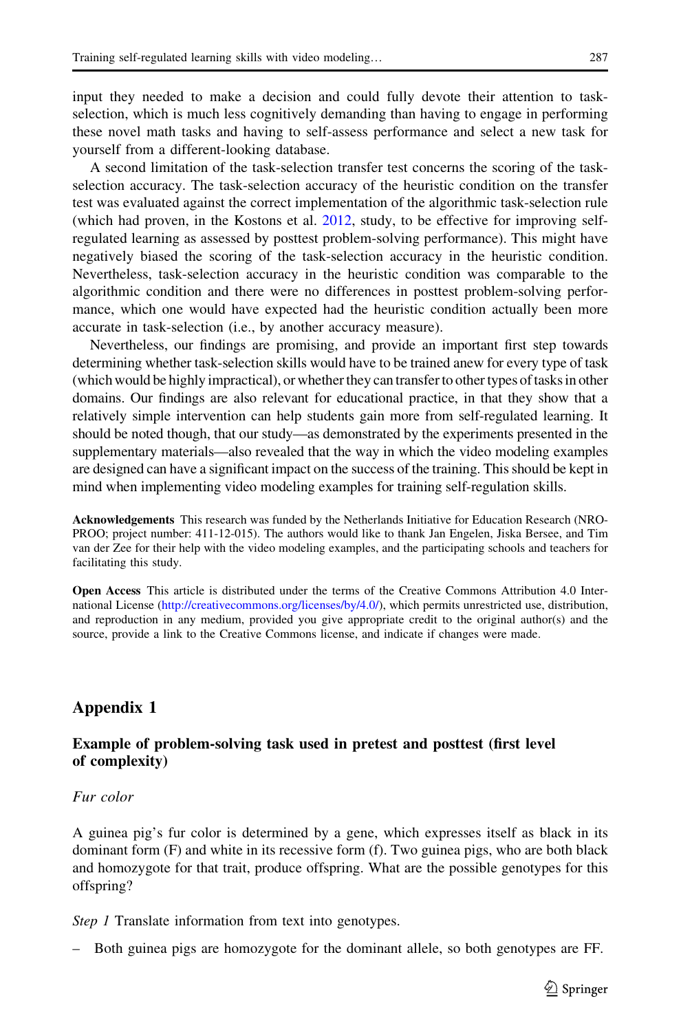input they needed to make a decision and could fully devote their attention to task-selection, which is much less cognitively demanding than having to engage in performing these novel math tasks and having to self-assess performance and select a new task for yourself from a different-looking database.

A second limitation of the task-selection transfer test concerns the scoring of the task-selection accuracy. The task-selection accuracy of the heuristic condition on the transfer test was evaluated against the correct implementation of the algorithmic task-selection rule (which had proven, in the Kostons et al. 2012, study, to be effective for improving self-regulated learning as assessed by posttest problem-solving performance). This might have negatively biased the scoring of the task-selection accuracy in the heuristic condition. Nevertheless, task-selection accuracy in the heuristic condition was comparable to the algorithmic condition and there were no differences in posttest problem-solving performance, which one would have expected had the heuristic condition actually been more accurate in task-selection (i.e., by another accuracy measure).

Nevertheless, our findings are promising, and provide an important first step towards determining whether task-selection skills would have to be trained anew for every type of task (which would be highly impractical), or whether they can transfer to other types of tasks in other domains. Our findings are also relevant for educational practice, in that they show that a relatively simple intervention can help students gain more from self-regulated learning. It should be noted though, that our study—as demonstrated by the experiments presented in the supplementary materials—also revealed that the way in which the video modeling examples are designed can have a significant impact on the success of the training. This should be kept in mind when implementing video modeling examples for training self-regulation skills.

**Acknowledgements** This research was funded by the Netherlands Initiative for Education Research (NRO-PROO; project number: 411-12-015). The authors would like to thank Jan Engelen, Jiska Bersee, and Tim van der Zee for their help with the video modeling examples, and the participating schools and teachers for facilitating this study.

**Open Access** This article is distributed under the terms of the Creative Commons Attribution 4.0 International License (http://creativecommons.org/licenses/by/4.0/), which permits unrestricted use, distribution, and reproduction in any medium, provided you give appropriate credit to the original author(s) and the source, provide a link to the Creative Commons license, and indicate if changes were made.

## Appendix 1

### Example of problem-solving task used in pretest and posttest (first level of complexity)

*Fur color*

A guinea pig's fur color is determined by a gene, which expresses itself as black in its dominant form (F) and white in its recessive form (f). Two guinea pigs, who are both black and homozygote for that trait, produce offspring. What are the possible genotypes for this offspring?

*Step 1* Translate information from text into genotypes.

– Both guinea pigs are homozygote for the dominant allele, so both genotypes are FF.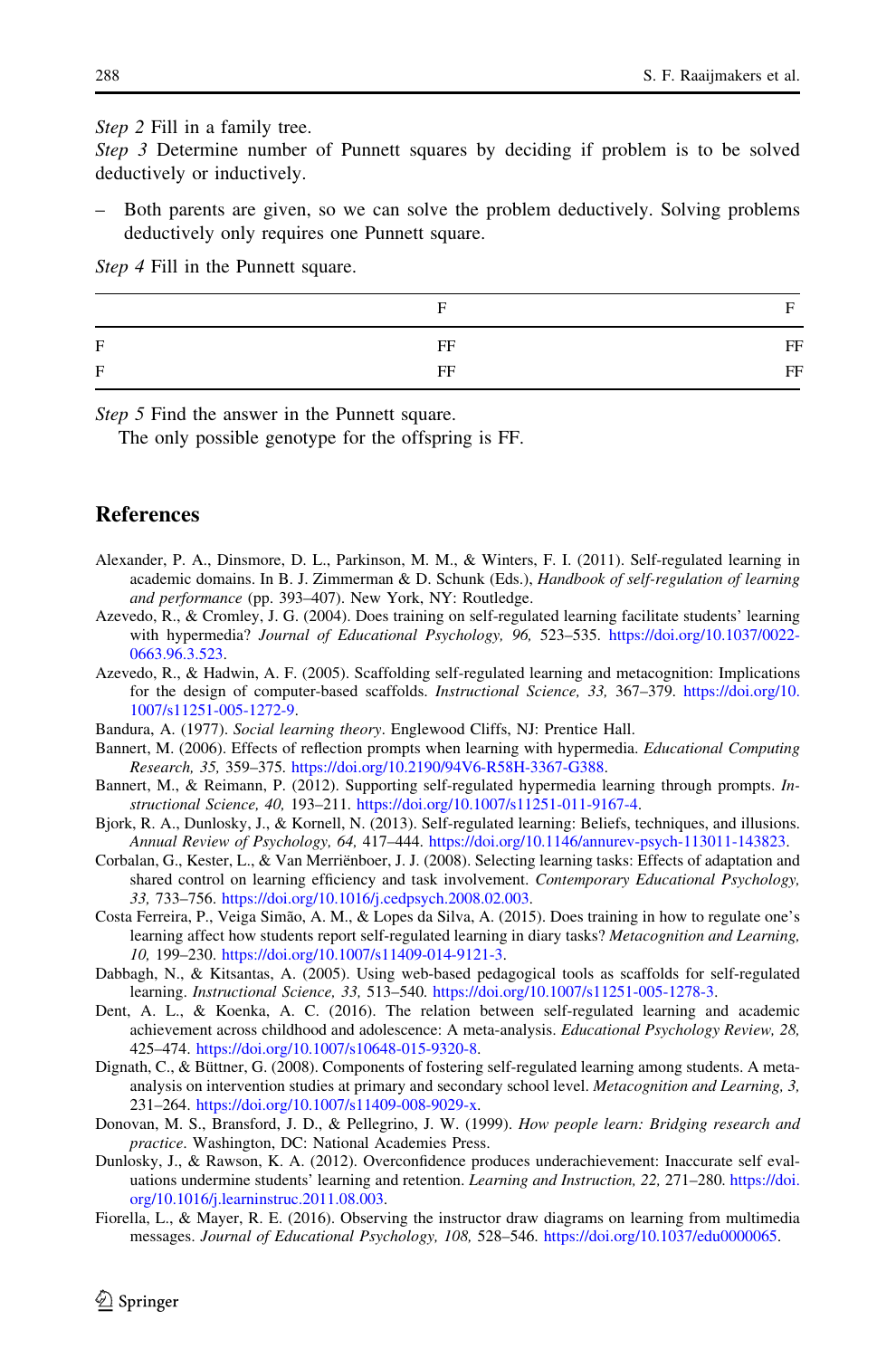*Step 2* Fill in a family tree.

*Step 3* Determine number of Punnett squares by deciding if problem is to be solved deductively or inductively.

– Both parents are given, so we can solve the problem deductively. Solving problems deductively only requires one Punnett square.

*Step 4* Fill in the Punnett square.

| | F | F |
|---|---|---|
| F | FF | FF |
| F | FF | FF |

*Step 5* Find the answer in the Punnett square.

The only possible genotype for the offspring is FF.

## References

Alexander, P. A., Dinsmore, D. L., Parkinson, M. M., & Winters, F. I. (2011). Self-regulated learning in academic domains. In B. J. Zimmerman & D. Schunk (Eds.), *Handbook of self-regulation of learning and performance* (pp. 393–407). New York, NY: Routledge.

Azevedo, R., & Cromley, J. G. (2004). Does training on self-regulated learning facilitate students' learning with hypermedia? *Journal of Educational Psychology, 96,* 523–535. https://doi.org/10.1037/0022-0663.96.3.523.

Azevedo, R., & Hadwin, A. F. (2005). Scaffolding self-regulated learning and metacognition: Implications for the design of computer-based scaffolds. *Instructional Science, 33,* 367–379. https://doi.org/10.1007/s11251-005-1272-9.

Bandura, A. (1977). *Social learning theory*. Englewood Cliffs, NJ: Prentice Hall.

Bannert, M. (2006). Effects of reflection prompts when learning with hypermedia. *Educational Computing Research, 35,* 359–375. https://doi.org/10.2190/94V6-R58H-3367-G388.

Bannert, M., & Reimann, P. (2012). Supporting self-regulated hypermedia learning through prompts. *Instructional Science, 40,* 193–211. https://doi.org/10.1007/s11251-011-9167-4.

Bjork, R. A., Dunlosky, J., & Kornell, N. (2013). Self-regulated learning: Beliefs, techniques, and illusions. *Annual Review of Psychology, 64,* 417–444. https://doi.org/10.1146/annurev-psych-113011-143823.

Corbalan, G., Kester, L., & Van Merriënboer, J. J. (2008). Selecting learning tasks: Effects of adaptation and shared control on learning efficiency and task involvement. *Contemporary Educational Psychology, 33,* 733–756. https://doi.org/10.1016/j.cedpsych.2008.02.003.

Costa Ferreira, P., Veiga Simão, A. M., & Lopes da Silva, A. (2015). Does training in how to regulate one's learning affect how students report self-regulated learning in diary tasks? *Metacognition and Learning, 10,* 199–230. https://doi.org/10.1007/s11409-014-9121-3.

Dabbagh, N., & Kitsantas, A. (2005). Using web-based pedagogical tools as scaffolds for self-regulated learning. *Instructional Science, 33,* 513–540. https://doi.org/10.1007/s11251-005-1278-3.

Dent, A. L., & Koenka, A. C. (2016). The relation between self-regulated learning and academic achievement across childhood and adolescence: A meta-analysis. *Educational Psychology Review, 28,* 425–474. https://doi.org/10.1007/s10648-015-9320-8.

Dignath, C., & Büttner, G. (2008). Components of fostering self-regulated learning among students. A meta-analysis on intervention studies at primary and secondary school level. *Metacognition and Learning, 3,* 231–264. https://doi.org/10.1007/s11409-008-9029-x.

Donovan, M. S., Bransford, J. D., & Pellegrino, J. W. (1999). *How people learn: Bridging research and practice*. Washington, DC: National Academies Press.

Dunlosky, J., & Rawson, K. A. (2012). Overconfidence produces underachievement: Inaccurate self evaluations undermine students' learning and retention. *Learning and Instruction, 22,* 271–280. https://doi.org/10.1016/j.learninstruc.2011.08.003.

Fiorella, L., & Mayer, R. E. (2016). Observing the instructor draw diagrams on learning from multimedia messages. *Journal of Educational Psychology, 108,* 528–546. https://doi.org/10.1037/edu0000065.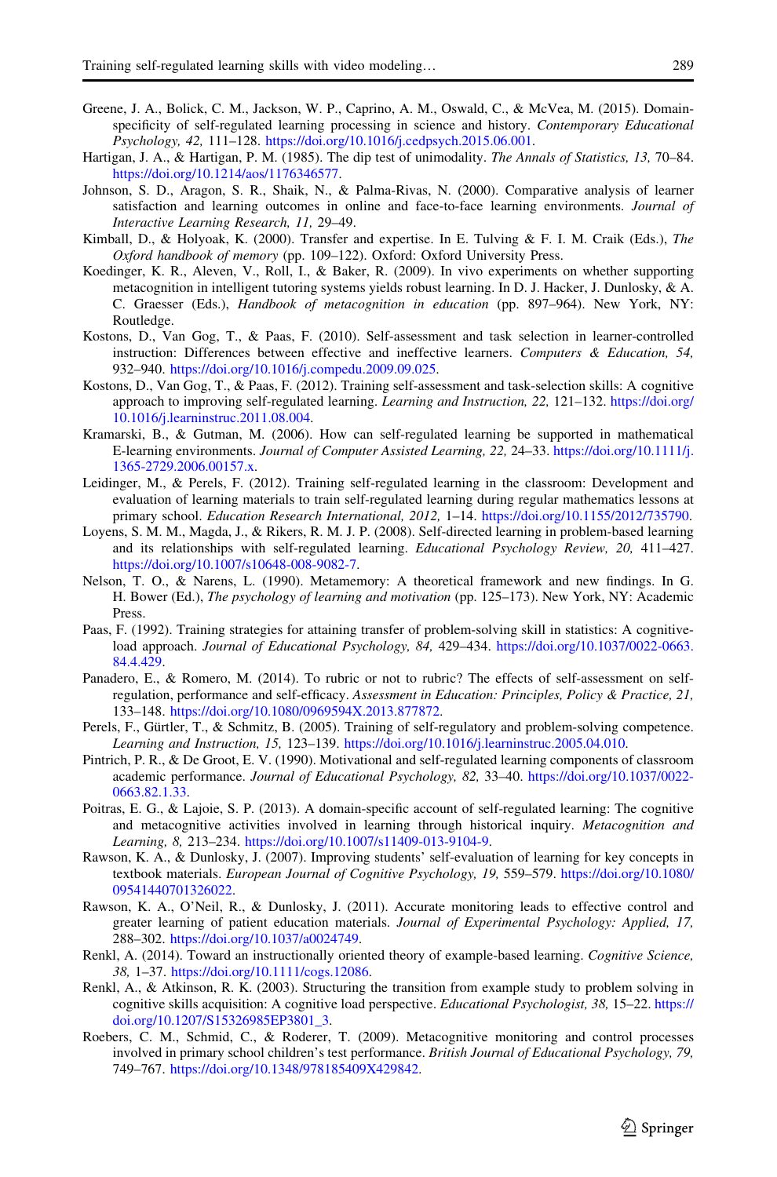Greene, J. A., Bolick, C. M., Jackson, W. P., Caprino, A. M., Oswald, C., & McVea, M. (2015). Domain-specificity of self-regulated learning processing in science and history. *Contemporary Educational Psychology, 42,* 111–128. https://doi.org/10.1016/j.cedpsych.2015.06.001.

Hartigan, J. A., & Hartigan, P. M. (1985). The dip test of unimodality. *The Annals of Statistics, 13,* 70–84. https://doi.org/10.1214/aos/1176346577.

Johnson, S. D., Aragon, S. R., Shaik, N., & Palma-Rivas, N. (2000). Comparative analysis of learner satisfaction and learning outcomes in online and face-to-face learning environments. *Journal of Interactive Learning Research, 11,* 29–49.

Kimball, D., & Holyoak, K. (2000). Transfer and expertise. In E. Tulving & F. I. M. Craik (Eds.), *The Oxford handbook of memory* (pp. 109–122). Oxford: Oxford University Press.

Koedinger, K. R., Aleven, V., Roll, I., & Baker, R. (2009). In vivo experiments on whether supporting metacognition in intelligent tutoring systems yields robust learning. In D. J. Hacker, J. Dunlosky, & A. C. Graesser (Eds.), *Handbook of metacognition in education* (pp. 897–964). New York, NY: Routledge.

Kostons, D., Van Gog, T., & Paas, F. (2010). Self-assessment and task selection in learner-controlled instruction: Differences between effective and ineffective learners. *Computers & Education, 54,* 932–940. https://doi.org/10.1016/j.compedu.2009.09.025.

Kostons, D., Van Gog, T., & Paas, F. (2012). Training self-assessment and task-selection skills: A cognitive approach to improving self-regulated learning. *Learning and Instruction, 22,* 121–132. https://doi.org/10.1016/j.learninstruc.2011.08.004.

Kramarski, B., & Gutman, M. (2006). How can self-regulated learning be supported in mathematical E-learning environments. *Journal of Computer Assisted Learning, 22,* 24–33. https://doi.org/10.1111/j.1365-2729.2006.00157.x.

Leidinger, M., & Perels, F. (2012). Training self-regulated learning in the classroom: Development and evaluation of learning materials to train self-regulated learning during regular mathematics lessons at primary school. *Education Research International, 2012,* 1–14. https://doi.org/10.1155/2012/735790.

Loyens, S. M. M., Magda, J., & Rikers, R. M. J. P. (2008). Self-directed learning in problem-based learning and its relationships with self-regulated learning. *Educational Psychology Review, 20,* 411–427. https://doi.org/10.1007/s10648-008-9082-7.

Nelson, T. O., & Narens, L. (1990). Metamemory: A theoretical framework and new findings. In G. H. Bower (Ed.), *The psychology of learning and motivation* (pp. 125–173). New York, NY: Academic Press.

Paas, F. (1992). Training strategies for attaining transfer of problem-solving skill in statistics: A cognitive-load approach. *Journal of Educational Psychology, 84,* 429–434. https://doi.org/10.1037/0022-0663.84.4.429.

Panadero, E., & Romero, M. (2014). To rubric or not to rubric? The effects of self-assessment on self-regulation, performance and self-efficacy. *Assessment in Education: Principles, Policy & Practice, 21,* 133–148. https://doi.org/10.1080/0969594X.2013.877872.

Perels, F., Gürtler, T., & Schmitz, B. (2005). Training of self-regulatory and problem-solving competence. *Learning and Instruction, 15,* 123–139. https://doi.org/10.1016/j.learninstruc.2005.04.010.

Pintrich, P. R., & De Groot, E. V. (1990). Motivational and self-regulated learning components of classroom academic performance. *Journal of Educational Psychology, 82,* 33–40. https://doi.org/10.1037/0022-0663.82.1.33.

Poitras, E. G., & Lajoie, S. P. (2013). A domain-specific account of self-regulated learning: The cognitive and metacognitive activities involved in learning through historical inquiry. *Metacognition and Learning, 8,* 213–234. https://doi.org/10.1007/s11409-013-9104-9.

Rawson, K. A., & Dunlosky, J. (2007). Improving students' self-evaluation of learning for key concepts in textbook materials. *European Journal of Cognitive Psychology, 19,* 559–579. https://doi.org/10.1080/09541440701326022.

Rawson, K. A., O'Neil, R., & Dunlosky, J. (2011). Accurate monitoring leads to effective control and greater learning of patient education materials. *Journal of Experimental Psychology: Applied, 17,* 288–302. https://doi.org/10.1037/a0024749.

Renkl, A. (2014). Toward an instructionally oriented theory of example-based learning. *Cognitive Science, 38,* 1–37. https://doi.org/10.1111/cogs.12086.

Renkl, A., & Atkinson, R. K. (2003). Structuring the transition from example study to problem solving in cognitive skills acquisition: A cognitive load perspective. *Educational Psychologist, 38,* 15–22. https://doi.org/10.1207/S15326985EP3801_3.

Roebers, C. M., Schmid, C., & Roderer, T. (2009). Metacognitive monitoring and control processes involved in primary school children's test performance. *British Journal of Educational Psychology, 79,* 749–767. https://doi.org/10.1348/978185409X429842.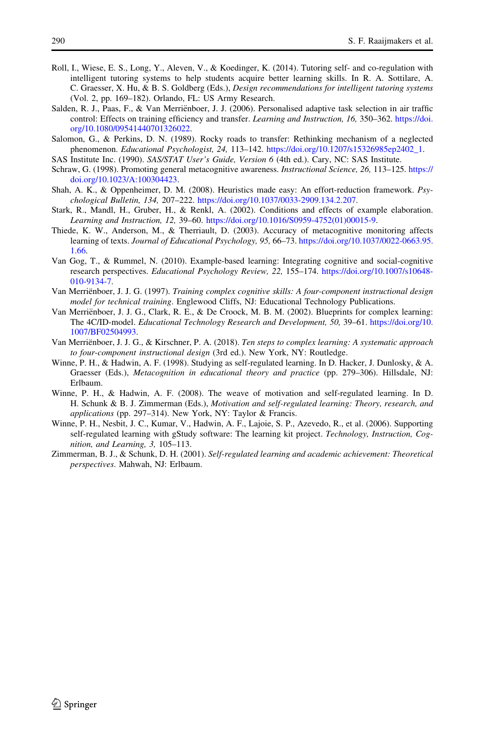Roll, I., Wiese, E. S., Long, Y., Aleven, V., & Koedinger, K. (2014). Tutoring self- and co-regulation with intelligent tutoring systems to help students acquire better learning skills. In R. A. Sottilare, A. C. Graesser, X. Hu, & B. S. Goldberg (Eds.), *Design recommendations for intelligent tutoring systems* (Vol. 2, pp. 169–182). Orlando, FL: US Army Research.

Salden, R. J., Paas, F., & Van Merriënboer, J. J. (2006). Personalised adaptive task selection in air traffic control: Effects on training efficiency and transfer. *Learning and Instruction, 16,* 350–362. https://doi.org/10.1080/09541440701326022.

Salomon, G., & Perkins, D. N. (1989). Rocky roads to transfer: Rethinking mechanism of a neglected phenomenon. *Educational Psychologist, 24,* 113–142. https://doi.org/10.1207/s15326985ep2402_1.

SAS Institute Inc. (1990). *SAS/STAT User's Guide, Version 6* (4th ed.). Cary, NC: SAS Institute.

Schraw, G. (1998). Promoting general metacognitive awareness. *Instructional Science, 26,* 113–125. https://doi.org/10.1023/A:100304423.

Shah, A. K., & Oppenheimer, D. M. (2008). Heuristics made easy: An effort-reduction framework. *Psychological Bulletin, 134,* 207–222. https://doi.org/10.1037/0033-2909.134.2.207.

Stark, R., Mandl, H., Gruber, H., & Renkl, A. (2002). Conditions and effects of example elaboration. *Learning and Instruction, 12,* 39–60. https://doi.org/10.1016/S0959-4752(01)00015-9.

Thiede, K. W., Anderson, M., & Therriault, D. (2003). Accuracy of metacognitive monitoring affects learning of texts. *Journal of Educational Psychology, 95,* 66–73. https://doi.org/10.1037/0022-0663.95.1.66.

Van Gog, T., & Rummel, N. (2010). Example-based learning: Integrating cognitive and social-cognitive research perspectives. *Educational Psychology Review, 22,* 155–174. https://doi.org/10.1007/s10648-010-9134-7.

Van Merriënboer, J. J. G. (1997). *Training complex cognitive skills: A four-component instructional design model for technical training*. Englewood Cliffs, NJ: Educational Technology Publications.

Van Merriënboer, J. J. G., Clark, R. E., & De Croock, M. B. M. (2002). Blueprints for complex learning: The 4C/ID-model. *Educational Technology Research and Development, 50,* 39–61. https://doi.org/10.1007/BF02504993.

Van Merriënboer, J. J. G., & Kirschner, P. A. (2018). *Ten steps to complex learning: A systematic approach to four-component instructional design* (3rd ed.). New York, NY: Routledge.

Winne, P. H., & Hadwin, A. F. (1998). Studying as self-regulated learning. In D. Hacker, J. Dunlosky, & A. Graesser (Eds.), *Metacognition in educational theory and practice* (pp. 279–306). Hillsdale, NJ: Erlbaum.

Winne, P. H., & Hadwin, A. F. (2008). The weave of motivation and self-regulated learning. In D. H. Schunk & B. J. Zimmerman (Eds.), *Motivation and self-regulated learning: Theory, research, and applications* (pp. 297–314). New York, NY: Taylor & Francis.

Winne, P. H., Nesbit, J. C., Kumar, V., Hadwin, A. F., Lajoie, S. P., Azevedo, R., et al. (2006). Supporting self-regulated learning with gStudy software: The learning kit project. *Technology, Instruction, Cognition, and Learning, 3,* 105–113.

Zimmerman, B. J., & Schunk, D. H. (2001). *Self-regulated learning and academic achievement: Theoretical perspectives*. Mahwah, NJ: Erlbaum.